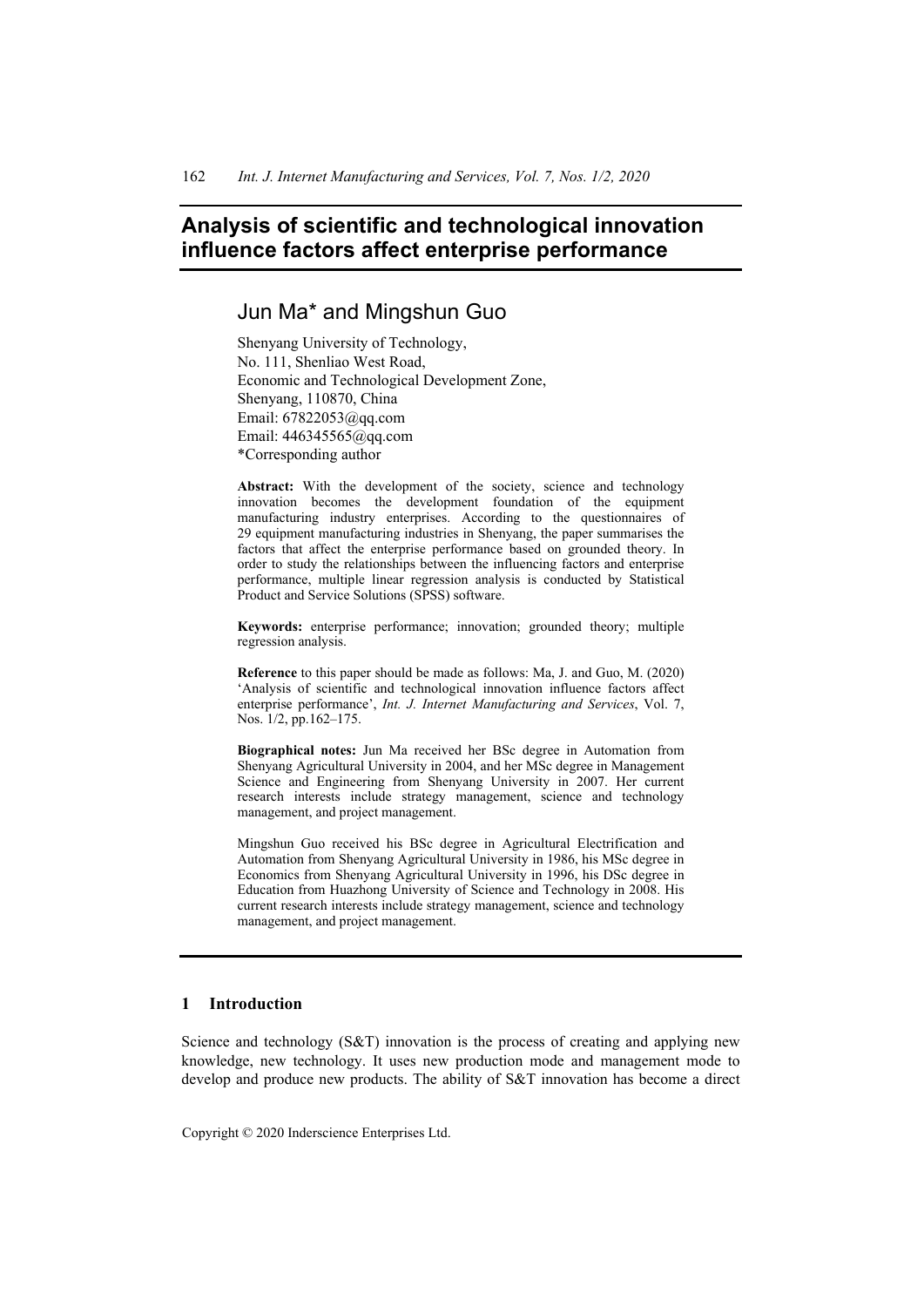# Analysis of scientific and technological innovation influence factors affect enterprise performance

## Jun Ma* and Mingshun Guo

Shenyang University of Technology,
No. 111, Shenliao West Road,
Economic and Technological Development Zone,
Shenyang, 110870, China
Email: 67822053@qq.com
Email: 446345565@qq.com
*Corresponding author

**Abstract:** With the development of the society, science and technology innovation becomes the development foundation of the equipment manufacturing industry enterprises. According to the questionnaires of 29 equipment manufacturing industries in Shenyang, the paper summarises the factors that affect the enterprise performance based on grounded theory. In order to study the relationships between the influencing factors and enterprise performance, multiple linear regression analysis is conducted by Statistical Product and Service Solutions (SPSS) software.

**Keywords:** enterprise performance; innovation; grounded theory; multiple regression analysis.

**Reference** to this paper should be made as follows: Ma, J. and Guo, M. (2020) 'Analysis of scientific and technological innovation influence factors affect enterprise performance', *Int. J. Internet Manufacturing and Services*, Vol. 7, Nos. 1/2, pp.162–175.

**Biographical notes:** Jun Ma received her BSc degree in Automation from Shenyang Agricultural University in 2004, and her MSc degree in Management Science and Engineering from Shenyang University in 2007. Her current research interests include strategy management, science and technology management, and project management.

Mingshun Guo received his BSc degree in Agricultural Electrification and Automation from Shenyang Agricultural University in 1986, his MSc degree in Economics from Shenyang Agricultural University in 1996, his DSc degree in Education from Huazhong University of Science and Technology in 2008. His current research interests include strategy management, science and technology management, and project management.

## 1 Introduction

Science and technology (S&T) innovation is the process of creating and applying new knowledge, new technology. It uses new production mode and management mode to develop and produce new products. The ability of S&T innovation has become a direct

Copyright © 2020 Inderscience Enterprises Ltd.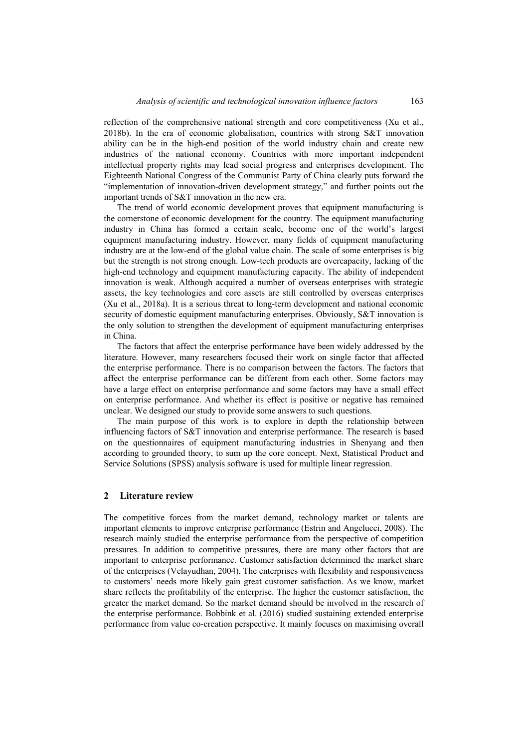reflection of the comprehensive national strength and core competitiveness (Xu et al., 2018b). In the era of economic globalisation, countries with strong S&T innovation ability can be in the high-end position of the world industry chain and create new industries of the national economy. Countries with more important independent intellectual property rights may lead social progress and enterprises development. The Eighteenth National Congress of the Communist Party of China clearly puts forward the "implementation of innovation-driven development strategy," and further points out the important trends of S&T innovation in the new era.

The trend of world economic development proves that equipment manufacturing is the cornerstone of economic development for the country. The equipment manufacturing industry in China has formed a certain scale, become one of the world's largest equipment manufacturing industry. However, many fields of equipment manufacturing industry are at the low-end of the global value chain. The scale of some enterprises is big but the strength is not strong enough. Low-tech products are overcapacity, lacking of the high-end technology and equipment manufacturing capacity. The ability of independent innovation is weak. Although acquired a number of overseas enterprises with strategic assets, the key technologies and core assets are still controlled by overseas enterprises (Xu et al., 2018a). It is a serious threat to long-term development and national economic security of domestic equipment manufacturing enterprises. Obviously, S&T innovation is the only solution to strengthen the development of equipment manufacturing enterprises in China.

The factors that affect the enterprise performance have been widely addressed by the literature. However, many researchers focused their work on single factor that affected the enterprise performance. There is no comparison between the factors. The factors that affect the enterprise performance can be different from each other. Some factors may have a large effect on enterprise performance and some factors may have a small effect on enterprise performance. And whether its effect is positive or negative has remained unclear. We designed our study to provide some answers to such questions.

The main purpose of this work is to explore in depth the relationship between influencing factors of S&T innovation and enterprise performance. The research is based on the questionnaires of equipment manufacturing industries in Shenyang and then according to grounded theory, to sum up the core concept. Next, Statistical Product and Service Solutions (SPSS) analysis software is used for multiple linear regression.

## 2 Literature review

The competitive forces from the market demand, technology market or talents are important elements to improve enterprise performance (Estrin and Angelucci, 2008). The research mainly studied the enterprise performance from the perspective of competition pressures. In addition to competitive pressures, there are many other factors that are important to enterprise performance. Customer satisfaction determined the market share of the enterprises (Velayudhan, 2004). The enterprises with flexibility and responsiveness to customers' needs more likely gain great customer satisfaction. As we know, market share reflects the profitability of the enterprise. The higher the customer satisfaction, the greater the market demand. So the market demand should be involved in the research of the enterprise performance. Bobbink et al. (2016) studied sustaining extended enterprise performance from value co-creation perspective. It mainly focuses on maximising overall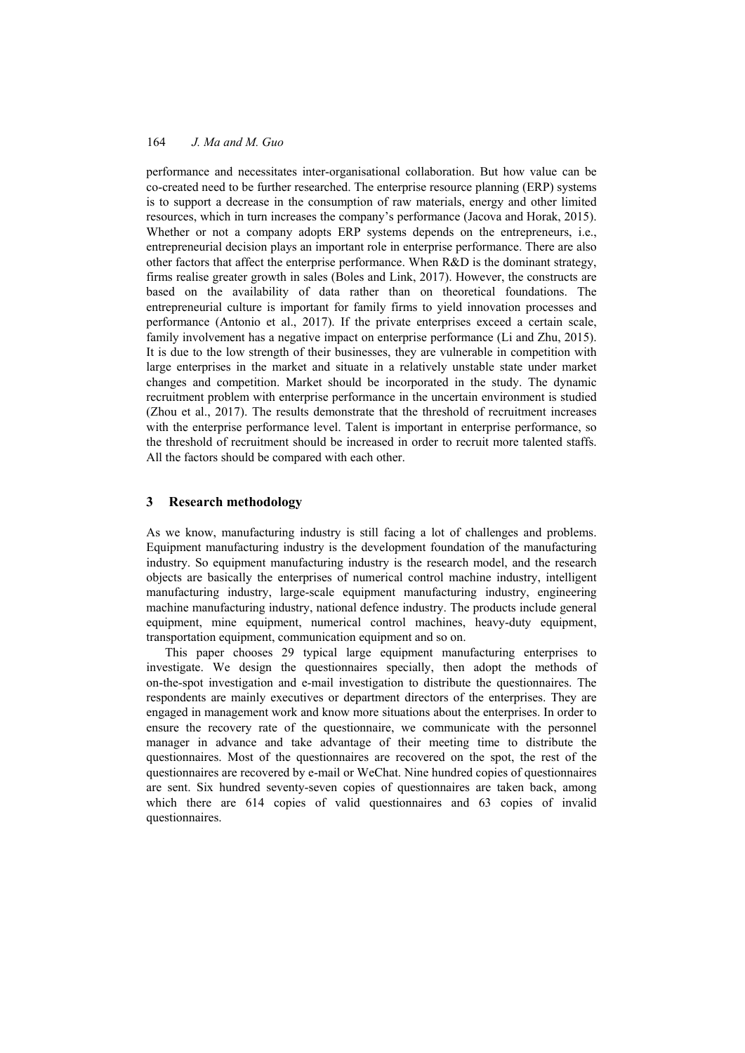performance and necessitates inter-organisational collaboration. But how value can be co-created need to be further researched. The enterprise resource planning (ERP) systems is to support a decrease in the consumption of raw materials, energy and other limited resources, which in turn increases the company's performance (Jacova and Horak, 2015). Whether or not a company adopts ERP systems depends on the entrepreneurs, i.e., entrepreneurial decision plays an important role in enterprise performance. There are also other factors that affect the enterprise performance. When R&D is the dominant strategy, firms realise greater growth in sales (Boles and Link, 2017). However, the constructs are based on the availability of data rather than on theoretical foundations. The entrepreneurial culture is important for family firms to yield innovation processes and performance (Antonio et al., 2017). If the private enterprises exceed a certain scale, family involvement has a negative impact on enterprise performance (Li and Zhu, 2015). It is due to the low strength of their businesses, they are vulnerable in competition with large enterprises in the market and situate in a relatively unstable state under market changes and competition. Market should be incorporated in the study. The dynamic recruitment problem with enterprise performance in the uncertain environment is studied (Zhou et al., 2017). The results demonstrate that the threshold of recruitment increases with the enterprise performance level. Talent is important in enterprise performance, so the threshold of recruitment should be increased in order to recruit more talented staffs. All the factors should be compared with each other.

## 3 Research methodology

As we know, manufacturing industry is still facing a lot of challenges and problems. Equipment manufacturing industry is the development foundation of the manufacturing industry. So equipment manufacturing industry is the research model, and the research objects are basically the enterprises of numerical control machine industry, intelligent manufacturing industry, large-scale equipment manufacturing industry, engineering machine manufacturing industry, national defence industry. The products include general equipment, mine equipment, numerical control machines, heavy-duty equipment, transportation equipment, communication equipment and so on.

This paper chooses 29 typical large equipment manufacturing enterprises to investigate. We design the questionnaires specially, then adopt the methods of on-the-spot investigation and e-mail investigation to distribute the questionnaires. The respondents are mainly executives or department directors of the enterprises. They are engaged in management work and know more situations about the enterprises. In order to ensure the recovery rate of the questionnaire, we communicate with the personnel manager in advance and take advantage of their meeting time to distribute the questionnaires. Most of the questionnaires are recovered on the spot, the rest of the questionnaires are recovered by e-mail or WeChat. Nine hundred copies of questionnaires are sent. Six hundred seventy-seven copies of questionnaires are taken back, among which there are 614 copies of valid questionnaires and 63 copies of invalid questionnaires.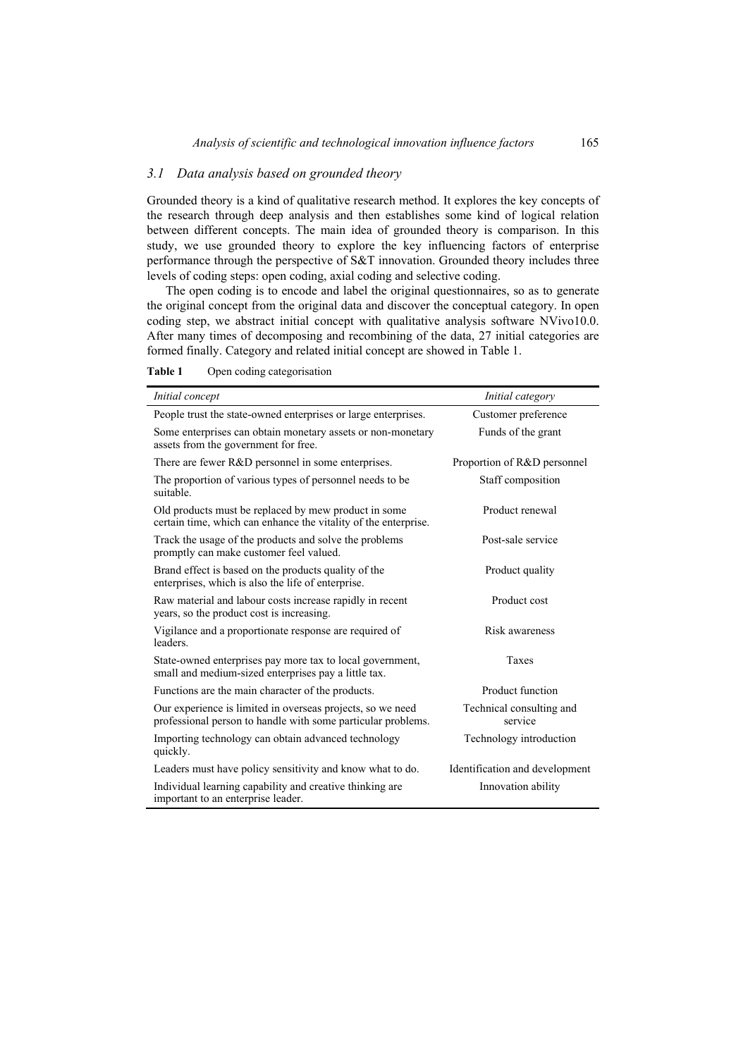### *3.1 Data analysis based on grounded theory*

Grounded theory is a kind of qualitative research method. It explores the key concepts of the research through deep analysis and then establishes some kind of logical relation between different concepts. The main idea of grounded theory is comparison. In this study, we use grounded theory to explore the key influencing factors of enterprise performance through the perspective of S&T innovation. Grounded theory includes three levels of coding steps: open coding, axial coding and selective coding.

The open coding is to encode and label the original questionnaires, so as to generate the original concept from the original data and discover the conceptual category. In open coding step, we abstract initial concept with qualitative analysis software NVivo10.0. After many times of decomposing and recombining of the data, 27 initial categories are formed finally. Category and related initial concept are showed in Table 1.

**Table 1** Open coding categorisation

| *Initial concept* | *Initial category* |
|---|---|
| People trust the state-owned enterprises or large enterprises. | Customer preference |
| Some enterprises can obtain monetary assets or non-monetary assets from the government for free. | Funds of the grant |
| There are fewer R&D personnel in some enterprises. | Proportion of R&D personnel |
| The proportion of various types of personnel needs to be suitable. | Staff composition |
| Old products must be replaced by mew product in some certain time, which can enhance the vitality of the enterprise. | Product renewal |
| Track the usage of the products and solve the problems promptly can make customer feel valued. | Post-sale service |
| Brand effect is based on the products quality of the enterprises, which is also the life of enterprise. | Product quality |
| Raw material and labour costs increase rapidly in recent years, so the product cost is increasing. | Product cost |
| Vigilance and a proportionate response are required of leaders. | Risk awareness |
| State-owned enterprises pay more tax to local government, small and medium-sized enterprises pay a little tax. | Taxes |
| Functions are the main character of the products. | Product function |
| Our experience is limited in overseas projects, so we need professional person to handle with some particular problems. | Technical consulting and service |
| Importing technology can obtain advanced technology quickly. | Technology introduction |
| Leaders must have policy sensitivity and know what to do. | Identification and development |
| Individual learning capability and creative thinking are important to an enterprise leader. | Innovation ability |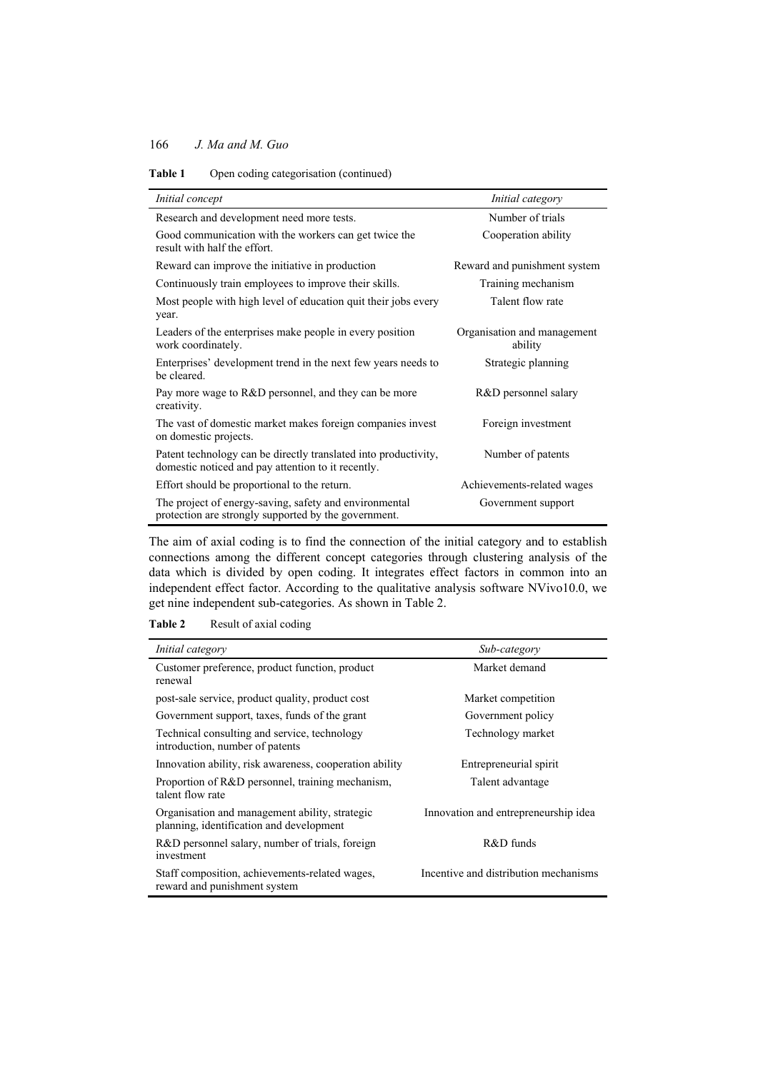**Table 1** Open coding categorisation (continued)

| *Initial concept* | *Initial category* |
|---|---|
| Research and development need more tests. | Number of trials |
| Good communication with the workers can get twice the result with half the effort. | Cooperation ability |
| Reward can improve the initiative in production | Reward and punishment system |
| Continuously train employees to improve their skills. | Training mechanism |
| Most people with high level of education quit their jobs every year. | Talent flow rate |
| Leaders of the enterprises make people in every position work coordinately. | Organisation and management ability |
| Enterprises' development trend in the next few years needs to be cleared. | Strategic planning |
| Pay more wage to R&D personnel, and they can be more creativity. | R&D personnel salary |
| The vast of domestic market makes foreign companies invest on domestic projects. | Foreign investment |
| Patent technology can be directly translated into productivity, domestic noticed and pay attention to it recently. | Number of patents |
| Effort should be proportional to the return. | Achievements-related wages |
| The project of energy-saving, safety and environmental protection are strongly supported by the government. | Government support |

The aim of axial coding is to find the connection of the initial category and to establish connections among the different concept categories through clustering analysis of the data which is divided by open coding. It integrates effect factors in common into an independent effect factor. According to the qualitative analysis software NVivo10.0, we get nine independent sub-categories. As shown in Table 2.

**Table 2** Result of axial coding

| *Initial category* | *Sub-category* |
|---|---|
| Customer preference, product function, product renewal | Market demand |
| post-sale service, product quality, product cost | Market competition |
| Government support, taxes, funds of the grant | Government policy |
| Technical consulting and service, technology introduction, number of patents | Technology market |
| Innovation ability, risk awareness, cooperation ability | Entrepreneurial spirit |
| Proportion of R&D personnel, training mechanism, talent flow rate | Talent advantage |
| Organisation and management ability, strategic planning, identification and development | Innovation and entrepreneurship idea |
| R&D personnel salary, number of trials, foreign investment | R&D funds |
| Staff composition, achievements-related wages, reward and punishment system | Incentive and distribution mechanisms |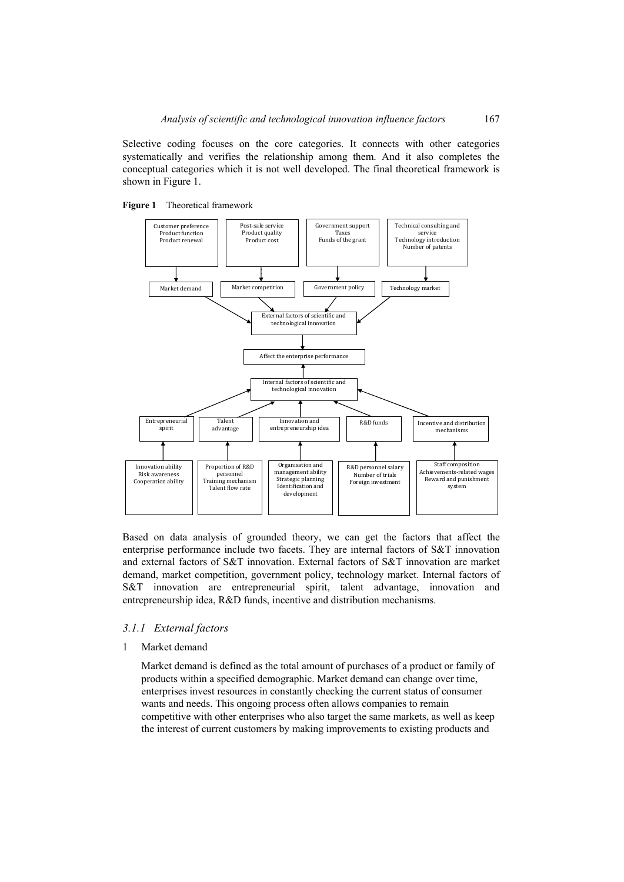Selective coding focuses on the core categories. It connects with other categories systematically and verifies the relationship among them. And it also completes the conceptual categories which it is not well developed. The final theoretical framework is shown in Figure 1.

**Figure 1** Theoretical framework

- External factors of scientific and technological innovation → Affect the enterprise performance
  - Market demand: Customer preference, Product function, Product renewal
  - Market competition: Post-sale service, Product quality, Product cost
  - Government policy: Government support, Taxes, Funds of the grant
  - Technology market: Technical consulting and service, Technology introduction, Number of patents
- Internal factors of scientific and technological innovation → Affect the enterprise performance
  - Entrepreneurial spirit: Innovation ability, Risk awareness, Cooperation ability
  - Talent advantage: Proportion of R&D personnel, Training mechanism, Talent flow rate
  - Innovation and entrepreneurship idea: Organisation and management ability, Strategic planning, Identification and development
  - R&D funds: R&D personnel salary, Number of trials, Foreign investment
  - Incentive and distribution mechanisms: Staff composition, Achievements-related wages, Reward and punishment system

Based on data analysis of grounded theory, we can get the factors that affect the enterprise performance include two facets. They are internal factors of S&T innovation and external factors of S&T innovation. External factors of S&T innovation are market demand, market competition, government policy, technology market. Internal factors of S&T innovation are entrepreneurial spirit, talent advantage, innovation and entrepreneurship idea, R&D funds, incentive and distribution mechanisms.

### *3.1.1 External factors*

1 Market demand

   Market demand is defined as the total amount of purchases of a product or family of products within a specified demographic. Market demand can change over time, enterprises invest resources in constantly checking the current status of consumer wants and needs. This ongoing process often allows companies to remain competitive with other enterprises who also target the same markets, as well as keep the interest of current customers by making improvements to existing products and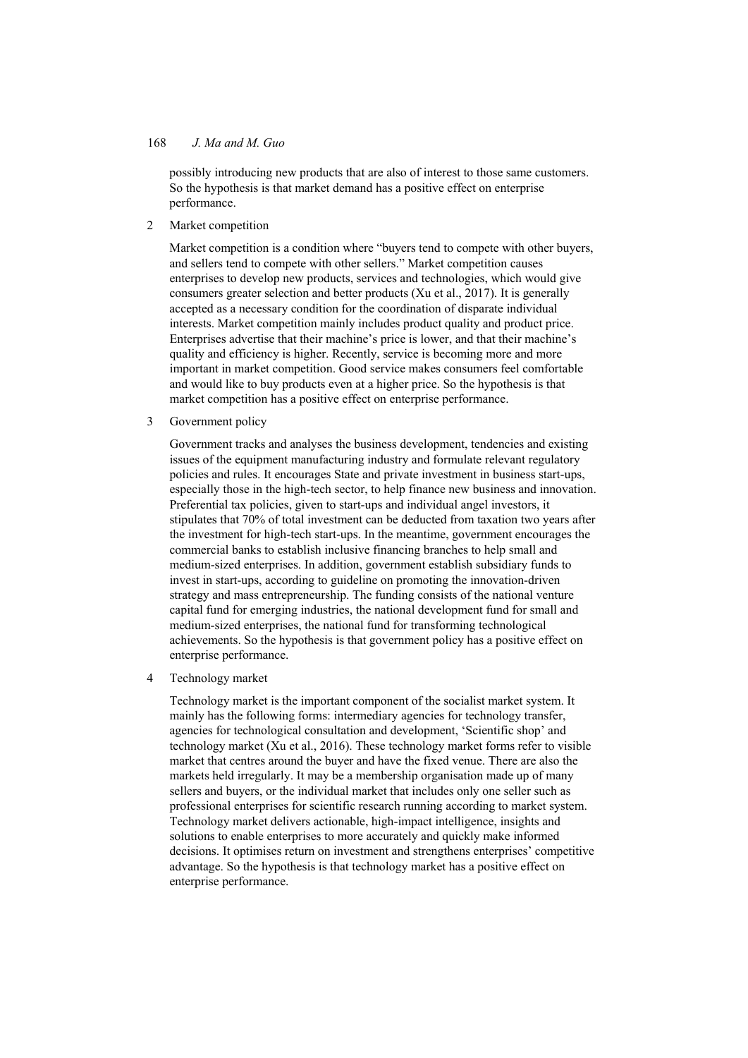possibly introducing new products that are also of interest to those same customers. So the hypothesis is that market demand has a positive effect on enterprise performance.

2 Market competition

Market competition is a condition where "buyers tend to compete with other buyers, and sellers tend to compete with other sellers." Market competition causes enterprises to develop new products, services and technologies, which would give consumers greater selection and better products (Xu et al., 2017). It is generally accepted as a necessary condition for the coordination of disparate individual interests. Market competition mainly includes product quality and product price. Enterprises advertise that their machine's price is lower, and that their machine's quality and efficiency is higher. Recently, service is becoming more and more important in market competition. Good service makes consumers feel comfortable and would like to buy products even at a higher price. So the hypothesis is that market competition has a positive effect on enterprise performance.

3 Government policy

Government tracks and analyses the business development, tendencies and existing issues of the equipment manufacturing industry and formulate relevant regulatory policies and rules. It encourages State and private investment in business start-ups, especially those in the high-tech sector, to help finance new business and innovation. Preferential tax policies, given to start-ups and individual angel investors, it stipulates that 70% of total investment can be deducted from taxation two years after the investment for high-tech start-ups. In the meantime, government encourages the commercial banks to establish inclusive financing branches to help small and medium-sized enterprises. In addition, government establish subsidiary funds to invest in start-ups, according to guideline on promoting the innovation-driven strategy and mass entrepreneurship. The funding consists of the national venture capital fund for emerging industries, the national development fund for small and medium-sized enterprises, the national fund for transforming technological achievements. So the hypothesis is that government policy has a positive effect on enterprise performance.

4 Technology market

Technology market is the important component of the socialist market system. It mainly has the following forms: intermediary agencies for technology transfer, agencies for technological consultation and development, 'Scientific shop' and technology market (Xu et al., 2016). These technology market forms refer to visible market that centres around the buyer and have the fixed venue. There are also the markets held irregularly. It may be a membership organisation made up of many sellers and buyers, or the individual market that includes only one seller such as professional enterprises for scientific research running according to market system. Technology market delivers actionable, high-impact intelligence, insights and solutions to enable enterprises to more accurately and quickly make informed decisions. It optimises return on investment and strengthens enterprises' competitive advantage. So the hypothesis is that technology market has a positive effect on enterprise performance.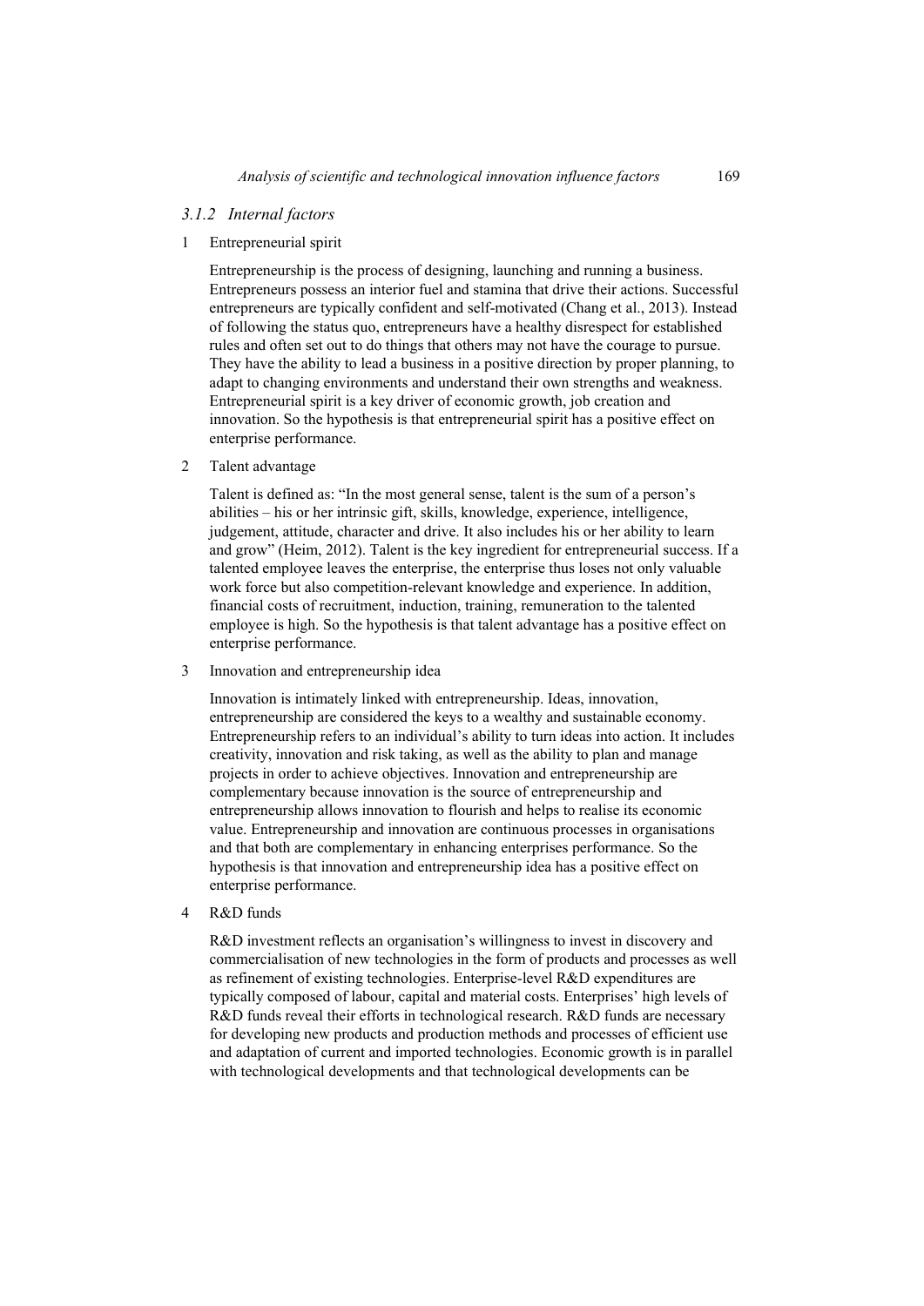### 3.1.2 Internal factors

1. Entrepreneurial spirit

   Entrepreneurship is the process of designing, launching and running a business. Entrepreneurs possess an interior fuel and stamina that drive their actions. Successful entrepreneurs are typically confident and self-motivated (Chang et al., 2013). Instead of following the status quo, entrepreneurs have a healthy disrespect for established rules and often set out to do things that others may not have the courage to pursue. They have the ability to lead a business in a positive direction by proper planning, to adapt to changing environments and understand their own strengths and weakness. Entrepreneurial spirit is a key driver of economic growth, job creation and innovation. So the hypothesis is that entrepreneurial spirit has a positive effect on enterprise performance.

2. Talent advantage

   Talent is defined as: "In the most general sense, talent is the sum of a person's abilities – his or her intrinsic gift, skills, knowledge, experience, intelligence, judgement, attitude, character and drive. It also includes his or her ability to learn and grow" (Heim, 2012). Talent is the key ingredient for entrepreneurial success. If a talented employee leaves the enterprise, the enterprise thus loses not only valuable work force but also competition-relevant knowledge and experience. In addition, financial costs of recruitment, induction, training, remuneration to the talented employee is high. So the hypothesis is that talent advantage has a positive effect on enterprise performance.

3. Innovation and entrepreneurship idea

   Innovation is intimately linked with entrepreneurship. Ideas, innovation, entrepreneurship are considered the keys to a wealthy and sustainable economy. Entrepreneurship refers to an individual's ability to turn ideas into action. It includes creativity, innovation and risk taking, as well as the ability to plan and manage projects in order to achieve objectives. Innovation and entrepreneurship are complementary because innovation is the source of entrepreneurship and entrepreneurship allows innovation to flourish and helps to realise its economic value. Entrepreneurship and innovation are continuous processes in organisations and that both are complementary in enhancing enterprises performance. So the hypothesis is that innovation and entrepreneurship idea has a positive effect on enterprise performance.

4. R&D funds

   R&D investment reflects an organisation's willingness to invest in discovery and commercialisation of new technologies in the form of products and processes as well as refinement of existing technologies. Enterprise-level R&D expenditures are typically composed of labour, capital and material costs. Enterprises' high levels of R&D funds reveal their efforts in technological research. R&D funds are necessary for developing new products and production methods and processes of efficient use and adaptation of current and imported technologies. Economic growth is in parallel with technological developments and that technological developments can be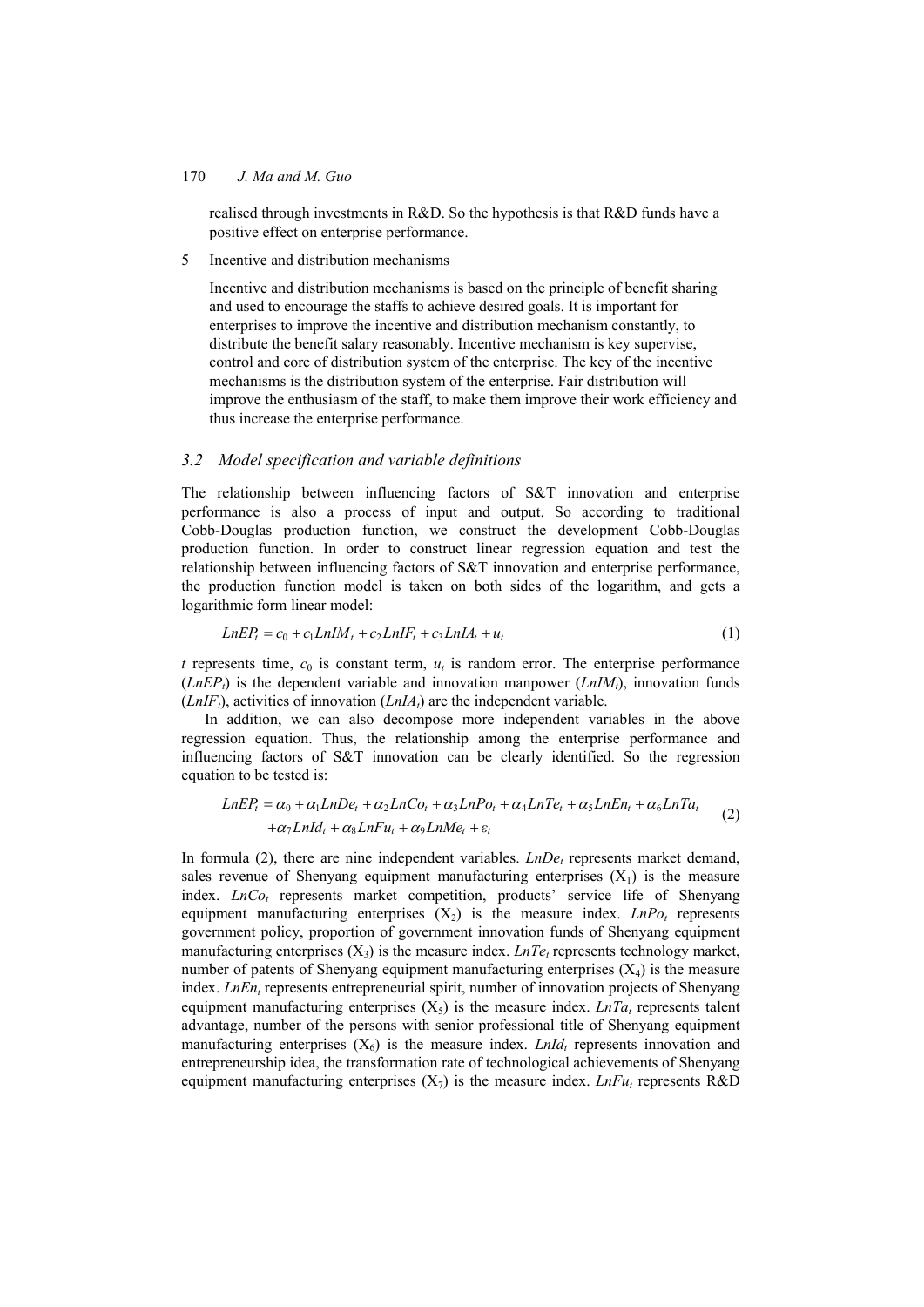realised through investments in R&D. So the hypothesis is that R&D funds have a positive effect on enterprise performance.

5 Incentive and distribution mechanisms

Incentive and distribution mechanisms is based on the principle of benefit sharing and used to encourage the staffs to achieve desired goals. It is important for enterprises to improve the incentive and distribution mechanism constantly, to distribute the benefit salary reasonably. Incentive mechanism is key supervise, control and core of distribution system of the enterprise. The key of the incentive mechanisms is the distribution system of the enterprise. Fair distribution will improve the enthusiasm of the staff, to make them improve their work efficiency and thus increase the enterprise performance.

### *3.2 Model specification and variable definitions*

The relationship between influencing factors of S&T innovation and enterprise performance is also a process of input and output. So according to traditional Cobb-Douglas production function, we construct the development Cobb-Douglas production function. In order to construct linear regression equation and test the relationship between influencing factors of S&T innovation and enterprise performance, the production function model is taken on both sides of the logarithm, and gets a logarithmic form linear model:

$$LnEP_t = c_0 + c_1 LnIM_t + c_2 LnIF_t + c_3 LnIA_t + u_t \tag{1}$$

$t$ represents time, $c_0$ is constant term, $u_t$ is random error. The enterprise performance ($LnEP_t$) is the dependent variable and innovation manpower ($LnIM_t$), innovation funds ($LnIF_t$), activities of innovation ($LnIA_t$) are the independent variable.

In addition, we can also decompose more independent variables in the above regression equation. Thus, the relationship among the enterprise performance and influencing factors of S&T innovation can be clearly identified. So the regression equation to be tested is:

$$\begin{aligned} LnEP_t = \alpha_0 + \alpha_1 LnDe_t + \alpha_2 LnCo_t + \alpha_3 LnPo_t + \alpha_4 LnTe_t + \alpha_5 LnEn_t + \alpha_6 LnTa_t \\ + \alpha_7 LnId_t + \alpha_8 LnFu_t + \alpha_9 LnMe_t + \varepsilon_t \end{aligned} \tag{2}$$

In formula (2), there are nine independent variables. $LnDe_t$ represents market demand, sales revenue of Shenyang equipment manufacturing enterprises ($X_1$) is the measure index. $LnCo_t$ represents market competition, products' service life of Shenyang equipment manufacturing enterprises ($X_2$) is the measure index. $LnPo_t$ represents government policy, proportion of government innovation funds of Shenyang equipment manufacturing enterprises ($X_3$) is the measure index. $LnTe_t$ represents technology market, number of patents of Shenyang equipment manufacturing enterprises ($X_4$) is the measure index. $LnEn_t$ represents entrepreneurial spirit, number of innovation projects of Shenyang equipment manufacturing enterprises ($X_5$) is the measure index. $LnTa_t$ represents talent advantage, number of the persons with senior professional title of Shenyang equipment manufacturing enterprises ($X_6$) is the measure index. $LnId_t$ represents innovation and entrepreneurship idea, the transformation rate of technological achievements of Shenyang equipment manufacturing enterprises ($X_7$) is the measure index. $LnFu_t$ represents R&D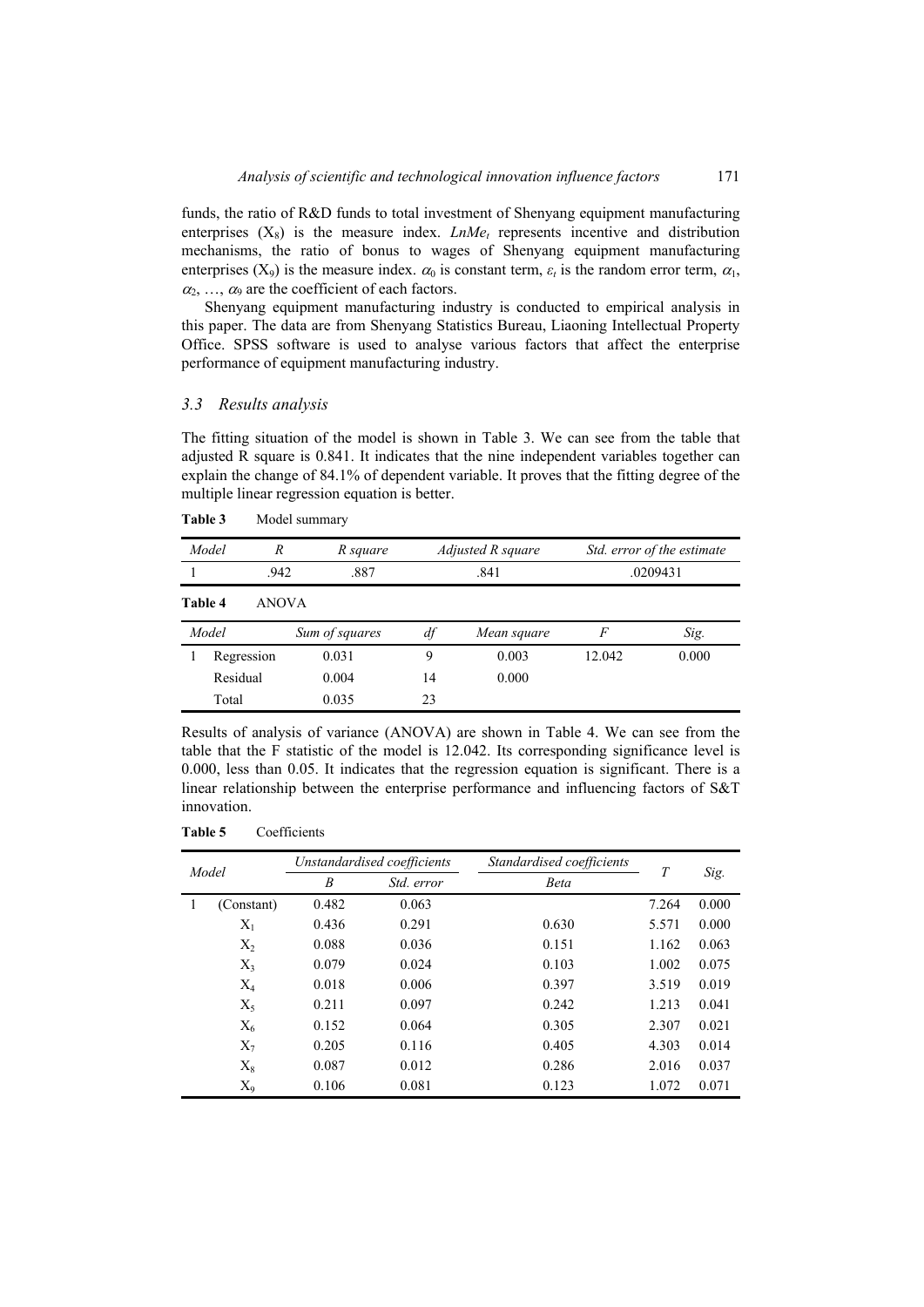funds, the ratio of R&D funds to total investment of Shenyang equipment manufacturing enterprises ($X_8$) is the measure index. $LnMe_t$ represents incentive and distribution mechanisms, the ratio of bonus to wages of Shenyang equipment manufacturing enterprises ($X_9$) is the measure index. $\alpha_0$ is constant term, $\varepsilon_t$ is the random error term, $\alpha_1$, $\alpha_2$, …, $\alpha_9$ are the coefficient of each factors.

Shenyang equipment manufacturing industry is conducted to empirical analysis in this paper. The data are from Shenyang Statistics Bureau, Liaoning Intellectual Property Office. SPSS software is used to analyse various factors that affect the enterprise performance of equipment manufacturing industry.

### *3.3 Results analysis*

The fitting situation of the model is shown in Table 3. We can see from the table that adjusted R square is 0.841. It indicates that the nine independent variables together can explain the change of 84.1% of dependent variable. It proves that the fitting degree of the multiple linear regression equation is better.

**Table 3** Model summary

| *Model* | *R* | *R square* | *Adjusted R square* | *Std. error of the estimate* |
|---|---|---|---|---|
| 1 | .942 | .887 | .841 | .0209431 |

**Table 4** ANOVA

| *Model* | | *Sum of squares* | *df* | *Mean square* | *F* | *Sig.* |
|---|---|---|---|---|---|---|
| 1 | Regression | 0.031 | 9 | 0.003 | 12.042 | 0.000 |
| | Residual | 0.004 | 14 | 0.000 | | |
| | Total | 0.035 | 23 | | | |

Results of analysis of variance (ANOVA) are shown in Table 4. We can see from the table that the F statistic of the model is 12.042. Its corresponding significance level is 0.000, less than 0.05. It indicates that the regression equation is significant. There is a linear relationship between the enterprise performance and influencing factors of S&T innovation.

**Table 5** Coefficients

| *Model* | | *Unstandardised coefficients* | | *Standardised coefficients* | *T* | *Sig.* |
|---|---|---|---|---|---|---|
| | | *B* | *Std. error* | *Beta* | | |
| 1 | (Constant) | 0.482 | 0.063 | | 7.264 | 0.000 |
| | $X_1$ | 0.436 | 0.291 | 0.630 | 5.571 | 0.000 |
| | $X_2$ | 0.088 | 0.036 | 0.151 | 1.162 | 0.063 |
| | $X_3$ | 0.079 | 0.024 | 0.103 | 1.002 | 0.075 |
| | $X_4$ | 0.018 | 0.006 | 0.397 | 3.519 | 0.019 |
| | $X_5$ | 0.211 | 0.097 | 0.242 | 1.213 | 0.041 |
| | $X_6$ | 0.152 | 0.064 | 0.305 | 2.307 | 0.021 |
| | $X_7$ | 0.205 | 0.116 | 0.405 | 4.303 | 0.014 |
| | $X_8$ | 0.087 | 0.012 | 0.286 | 2.016 | 0.037 |
| | $X_9$ | 0.106 | 0.081 | 0.123 | 1.072 | 0.071 |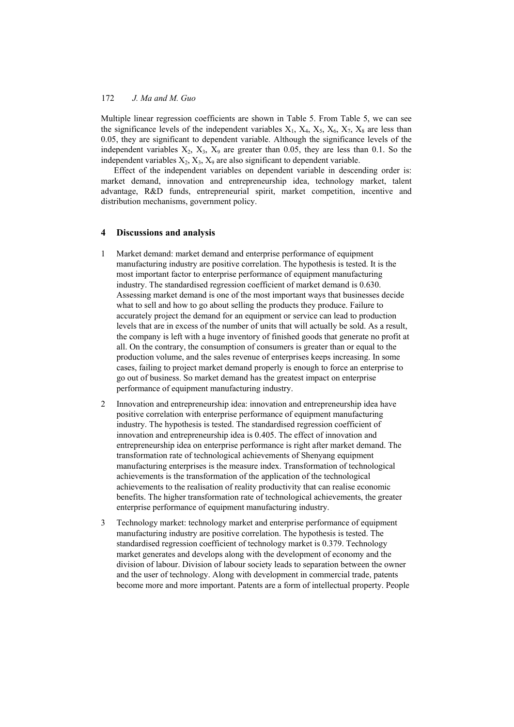Multiple linear regression coefficients are shown in Table 5. From Table 5, we can see the significance levels of the independent variables $X_1$, $X_4$, $X_5$, $X_6$, $X_7$, $X_8$ are less than 0.05, they are significant to dependent variable. Although the significance levels of the independent variables $X_2$, $X_3$, $X_9$ are greater than 0.05, they are less than 0.1. So the independent variables $X_2$, $X_3$, $X_9$ are also significant to dependent variable.

Effect of the independent variables on dependent variable in descending order is: market demand, innovation and entrepreneurship idea, technology market, talent advantage, R&D funds, entrepreneurial spirit, market competition, incentive and distribution mechanisms, government policy.

## 4 Discussions and analysis

1. Market demand: market demand and enterprise performance of equipment manufacturing industry are positive correlation. The hypothesis is tested. It is the most important factor to enterprise performance of equipment manufacturing industry. The standardised regression coefficient of market demand is 0.630. Assessing market demand is one of the most important ways that businesses decide what to sell and how to go about selling the products they produce. Failure to accurately project the demand for an equipment or service can lead to production levels that are in excess of the number of units that will actually be sold. As a result, the company is left with a huge inventory of finished goods that generate no profit at all. On the contrary, the consumption of consumers is greater than or equal to the production volume, and the sales revenue of enterprises keeps increasing. In some cases, failing to project market demand properly is enough to force an enterprise to go out of business. So market demand has the greatest impact on enterprise performance of equipment manufacturing industry.
2. Innovation and entrepreneurship idea: innovation and entrepreneurship idea have positive correlation with enterprise performance of equipment manufacturing industry. The hypothesis is tested. The standardised regression coefficient of innovation and entrepreneurship idea is 0.405. The effect of innovation and entrepreneurship idea on enterprise performance is right after market demand. The transformation rate of technological achievements of Shenyang equipment manufacturing enterprises is the measure index. Transformation of technological achievements is the transformation of the application of the technological achievements to the realisation of reality productivity that can realise economic benefits. The higher transformation rate of technological achievements, the greater enterprise performance of equipment manufacturing industry.
3. Technology market: technology market and enterprise performance of equipment manufacturing industry are positive correlation. The hypothesis is tested. The standardised regression coefficient of technology market is 0.379. Technology market generates and develops along with the development of economy and the division of labour. Division of labour society leads to separation between the owner and the user of technology. Along with development in commercial trade, patents become more and more important. Patents are a form of intellectual property. People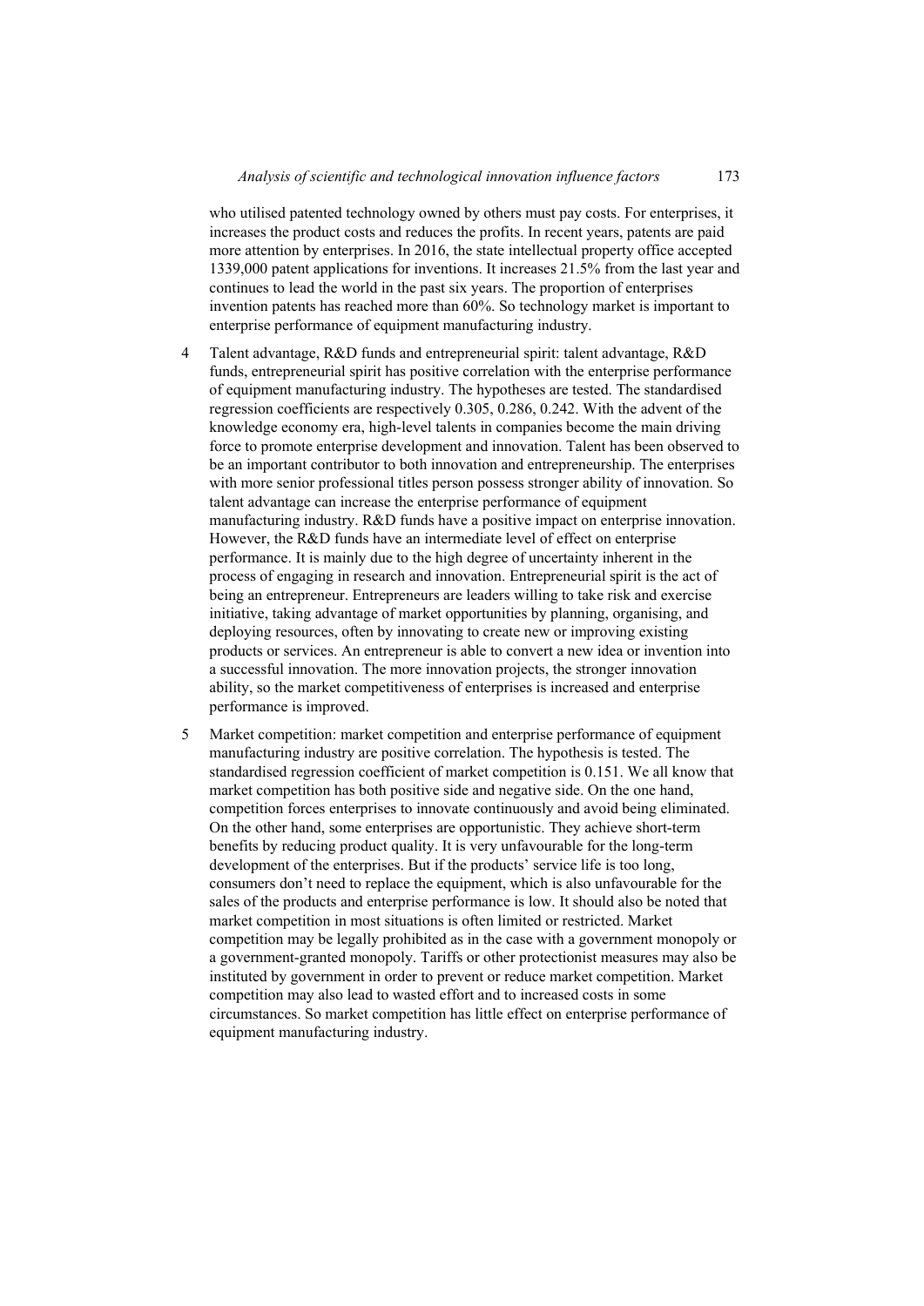who utilised patented technology owned by others must pay costs. For enterprises, it increases the product costs and reduces the profits. In recent years, patents are paid more attention by enterprises. In 2016, the state intellectual property office accepted 1339,000 patent applications for inventions. It increases 21.5% from the last year and continues to lead the world in the past six years. The proportion of enterprises invention patents has reached more than 60%. So technology market is important to enterprise performance of equipment manufacturing industry.

4 Talent advantage, R&D funds and entrepreneurial spirit: talent advantage, R&D funds, entrepreneurial spirit has positive correlation with the enterprise performance of equipment manufacturing industry. The hypotheses are tested. The standardised regression coefficients are respectively 0.305, 0.286, 0.242. With the advent of the knowledge economy era, high-level talents in companies become the main driving force to promote enterprise development and innovation. Talent has been observed to be an important contributor to both innovation and entrepreneurship. The enterprises with more senior professional titles person possess stronger ability of innovation. So talent advantage can increase the enterprise performance of equipment manufacturing industry. R&D funds have a positive impact on enterprise innovation. However, the R&D funds have an intermediate level of effect on enterprise performance. It is mainly due to the high degree of uncertainty inherent in the process of engaging in research and innovation. Entrepreneurial spirit is the act of being an entrepreneur. Entrepreneurs are leaders willing to take risk and exercise initiative, taking advantage of market opportunities by planning, organising, and deploying resources, often by innovating to create new or improving existing products or services. An entrepreneur is able to convert a new idea or invention into a successful innovation. The more innovation projects, the stronger innovation ability, so the market competitiveness of enterprises is increased and enterprise performance is improved.

5 Market competition: market competition and enterprise performance of equipment manufacturing industry are positive correlation. The hypothesis is tested. The standardised regression coefficient of market competition is 0.151. We all know that market competition has both positive side and negative side. On the one hand, competition forces enterprises to innovate continuously and avoid being eliminated. On the other hand, some enterprises are opportunistic. They achieve short-term benefits by reducing product quality. It is very unfavourable for the long-term development of the enterprises. But if the products' service life is too long, consumers don't need to replace the equipment, which is also unfavourable for the sales of the products and enterprise performance is low. It should also be noted that market competition in most situations is often limited or restricted. Market competition may be legally prohibited as in the case with a government monopoly or a government-granted monopoly. Tariffs or other protectionist measures may also be instituted by government in order to prevent or reduce market competition. Market competition may also lead to wasted effort and to increased costs in some circumstances. So market competition has little effect on enterprise performance of equipment manufacturing industry.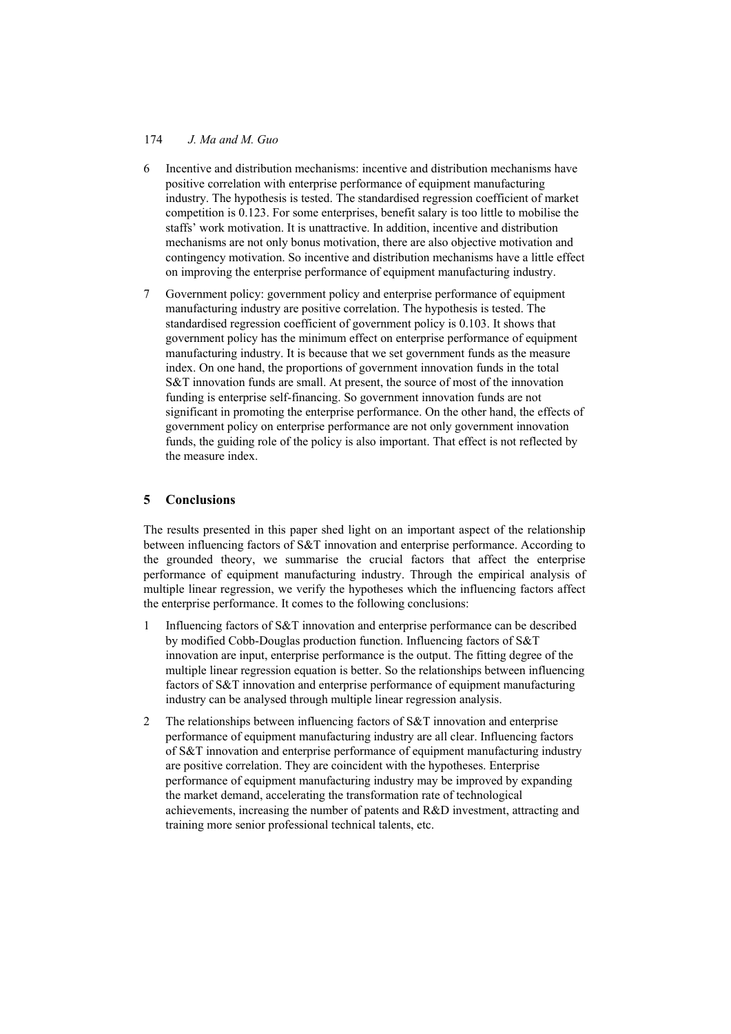6 Incentive and distribution mechanisms: incentive and distribution mechanisms have positive correlation with enterprise performance of equipment manufacturing industry. The hypothesis is tested. The standardised regression coefficient of market competition is 0.123. For some enterprises, benefit salary is too little to mobilise the staffs' work motivation. It is unattractive. In addition, incentive and distribution mechanisms are not only bonus motivation, there are also objective motivation and contingency motivation. So incentive and distribution mechanisms have a little effect on improving the enterprise performance of equipment manufacturing industry.

7 Government policy: government policy and enterprise performance of equipment manufacturing industry are positive correlation. The hypothesis is tested. The standardised regression coefficient of government policy is 0.103. It shows that government policy has the minimum effect on enterprise performance of equipment manufacturing industry. It is because that we set government funds as the measure index. On one hand, the proportions of government innovation funds in the total S&T innovation funds are small. At present, the source of most of the innovation funding is enterprise self-financing. So government innovation funds are not significant in promoting the enterprise performance. On the other hand, the effects of government policy on enterprise performance are not only government innovation funds, the guiding role of the policy is also important. That effect is not reflected by the measure index.

## 5 Conclusions

The results presented in this paper shed light on an important aspect of the relationship between influencing factors of S&T innovation and enterprise performance. According to the grounded theory, we summarise the crucial factors that affect the enterprise performance of equipment manufacturing industry. Through the empirical analysis of multiple linear regression, we verify the hypotheses which the influencing factors affect the enterprise performance. It comes to the following conclusions:

1 Influencing factors of S&T innovation and enterprise performance can be described by modified Cobb-Douglas production function. Influencing factors of S&T innovation are input, enterprise performance is the output. The fitting degree of the multiple linear regression equation is better. So the relationships between influencing factors of S&T innovation and enterprise performance of equipment manufacturing industry can be analysed through multiple linear regression analysis.

2 The relationships between influencing factors of S&T innovation and enterprise performance of equipment manufacturing industry are all clear. Influencing factors of S&T innovation and enterprise performance of equipment manufacturing industry are positive correlation. They are coincident with the hypotheses. Enterprise performance of equipment manufacturing industry may be improved by expanding the market demand, accelerating the transformation rate of technological achievements, increasing the number of patents and R&D investment, attracting and training more senior professional technical talents, etc.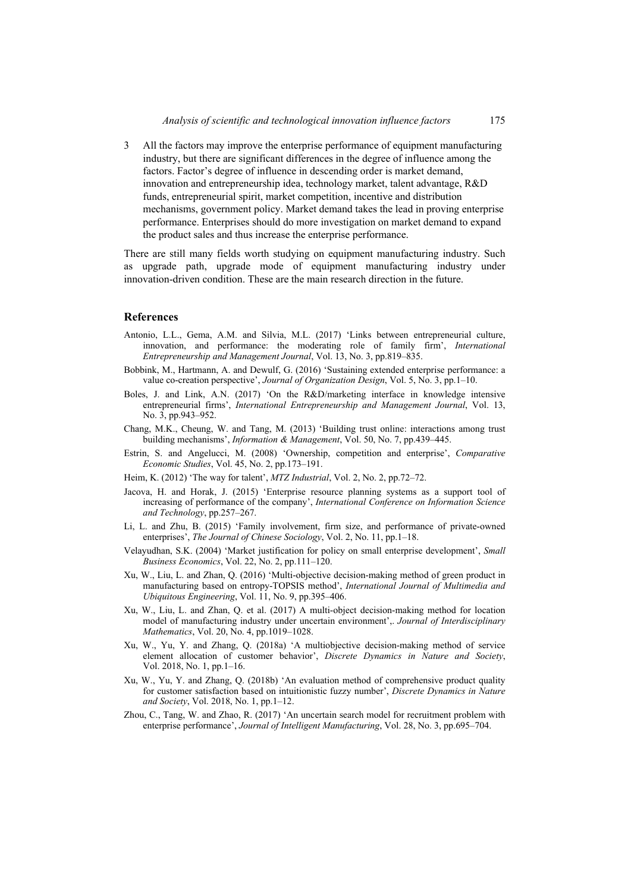3 All the factors may improve the enterprise performance of equipment manufacturing industry, but there are significant differences in the degree of influence among the factors. Factor's degree of influence in descending order is market demand, innovation and entrepreneurship idea, technology market, talent advantage, R&D funds, entrepreneurial spirit, market competition, incentive and distribution mechanisms, government policy. Market demand takes the lead in proving enterprise performance. Enterprises should do more investigation on market demand to expand the product sales and thus increase the enterprise performance.

There are still many fields worth studying on equipment manufacturing industry. Such as upgrade path, upgrade mode of equipment manufacturing industry under innovation-driven condition. These are the main research direction in the future.

## References

Antonio, L.L., Gema, A.M. and Silvia, M.L. (2017) 'Links between entrepreneurial culture, innovation, and performance: the moderating role of family firm', *International Entrepreneurship and Management Journal*, Vol. 13, No. 3, pp.819–835.

Bobbink, M., Hartmann, A. and Dewulf, G. (2016) 'Sustaining extended enterprise performance: a value co-creation perspective', *Journal of Organization Design*, Vol. 5, No. 3, pp.1–10.

Boles, J. and Link, A.N. (2017) 'On the R&D/marketing interface in knowledge intensive entrepreneurial firms', *International Entrepreneurship and Management Journal*, Vol. 13, No. 3, pp.943–952.

Chang, M.K., Cheung, W. and Tang, M. (2013) 'Building trust online: interactions among trust building mechanisms', *Information & Management*, Vol. 50, No. 7, pp.439–445.

Estrin, S. and Angelucci, M. (2008) 'Ownership, competition and enterprise', *Comparative Economic Studies*, Vol. 45, No. 2, pp.173–191.

Heim, K. (2012) 'The way for talent', *MTZ Industrial*, Vol. 2, No. 2, pp.72–72.

Jacova, H. and Horak, J. (2015) 'Enterprise resource planning systems as a support tool of increasing of performance of the company', *International Conference on Information Science and Technology*, pp.257–267.

Li, L. and Zhu, B. (2015) 'Family involvement, firm size, and performance of private-owned enterprises', *The Journal of Chinese Sociology*, Vol. 2, No. 11, pp.1–18.

Velayudhan, S.K. (2004) 'Market justification for policy on small enterprise development', *Small Business Economics*, Vol. 22, No. 2, pp.111–120.

Xu, W., Liu, L. and Zhan, Q. (2016) 'Multi-objective decision-making method of green product in manufacturing based on entropy-TOPSIS method', *International Journal of Multimedia and Ubiquitous Engineering*, Vol. 11, No. 9, pp.395–406.

Xu, W., Liu, L. and Zhan, Q. et al. (2017) A multi-object decision-making method for location model of manufacturing industry under uncertain environment',. *Journal of Interdisciplinary Mathematics*, Vol. 20, No. 4, pp.1019–1028.

Xu, W., Yu, Y. and Zhang, Q. (2018a) 'A multiobjective decision-making method of service element allocation of customer behavior', *Discrete Dynamics in Nature and Society*, Vol. 2018, No. 1, pp.1–16.

Xu, W., Yu, Y. and Zhang, Q. (2018b) 'An evaluation method of comprehensive product quality for customer satisfaction based on intuitionistic fuzzy number', *Discrete Dynamics in Nature and Society*, Vol. 2018, No. 1, pp.1–12.

Zhou, C., Tang, W. and Zhao, R. (2017) 'An uncertain search model for recruitment problem with enterprise performance', *Journal of Intelligent Manufacturing*, Vol. 28, No. 3, pp.695–704.